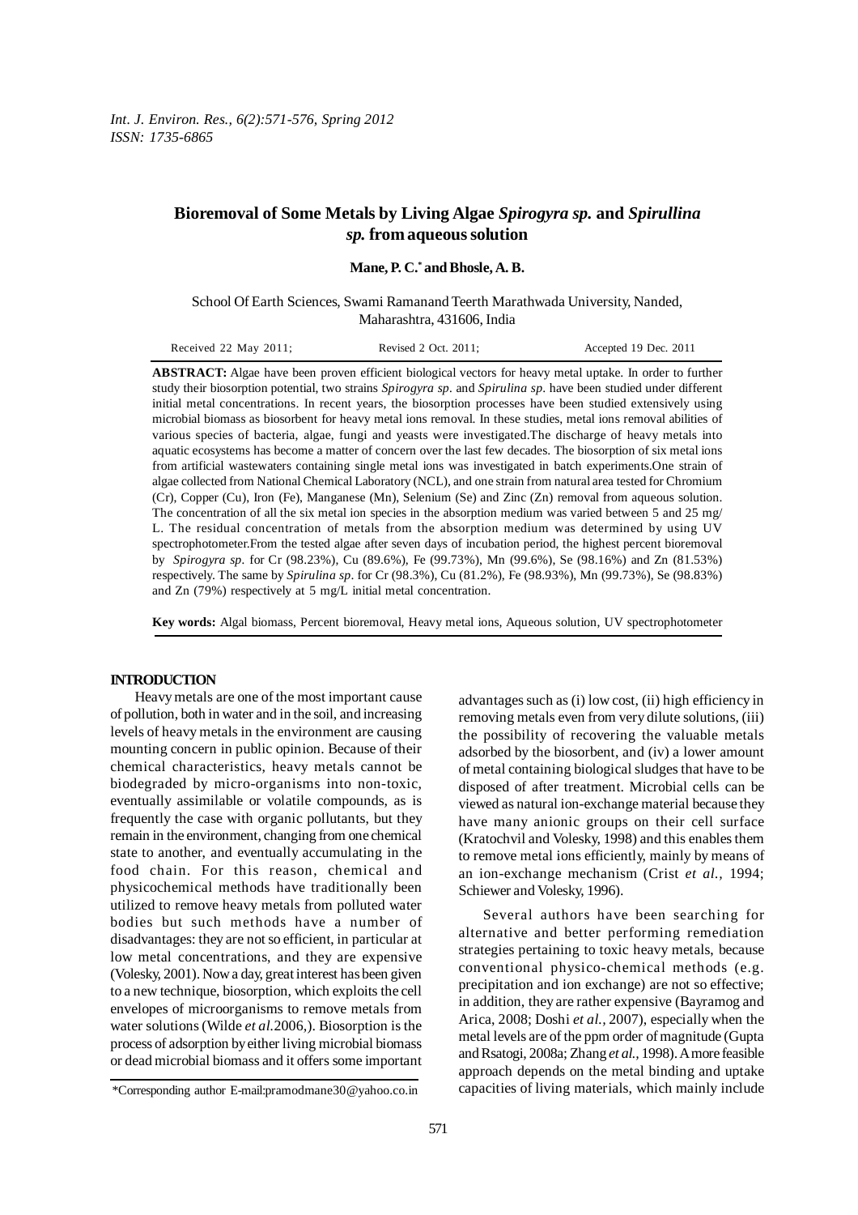# Bioremoval of Some Metals by Living Algae *Spirogyra sp.* and *Spirullina sp.* from aqueous solution

**Mane, P. C.*  and Bhosle, A. B.**

School Of Earth Sciences, Swami Ramanand Teerth Marathwada University, Nanded, Maharashtra, 431606, India

Received 22 May 2011; Revised 2 Oct. 2011; Accepted 19 Dec. 2011

**ABSTRACT:** Algae have been proven efficient biological vectors for heavy metal uptake. In order to further study their biosorption potential, two strains *Spirogyra sp*. and *Spirulina sp*. have been studied under different initial metal concentrations. In recent years, the biosorption processes have been studied extensively using microbial biomass as biosorbent for heavy metal ions removal. In these studies, metal ions removal abilities of various species of bacteria, algae, fungi and yeasts were investigated.The discharge of heavy metals into aquatic ecosystems has become a matter of concern over the last few decades. The biosorption of six metal ions from artificial wastewaters containing single metal ions was investigated in batch experiments.One strain of algae collected from National Chemical Laboratory (NCL), and one strain from natural area tested for Chromium (Cr), Copper (Cu), Iron (Fe), Manganese (Mn), Selenium (Se) and Zinc (Zn) removal from aqueous solution. The concentration of all the six metal ion species in the absorption medium was varied between 5 and 25 mg/L. The residual concentration of metals from the absorption medium was determined by using UV spectrophotometer.From the tested algae after seven days of incubation period, the highest percent bioremoval by *Spirogyra sp*. for Cr (98.23%), Cu (89.6%), Fe (99.73%), Mn (99.6%), Se (98.16%) and Zn (81.53%) respectively. The same by *Spirulina sp*. for Cr (98.3%), Cu (81.2%), Fe (98.93%), Mn (99.73%), Se (98.83%) and Zn (79%) respectively at 5 mg/L initial metal concentration.

**Key words:** Algal biomass, Percent bioremoval, Heavy metal ions, Aqueous solution, UV spectrophotometer

## INTRODUCTION

Heavy metals are one of the most important cause of pollution, both in water and in the soil, and increasing levels of heavy metals in the environment are causing mounting concern in public opinion. Because of their chemical characteristics, heavy metals cannot be biodegraded by micro-organisms into non-toxic, eventually assimilable or volatile compounds, as is frequently the case with organic pollutants, but they remain in the environment, changing from one chemical state to another, and eventually accumulating in the food chain. For this reason, chemical and physicochemical methods have traditionally been utilized to remove heavy metals from polluted water bodies but such methods have a number of disadvantages: they are not so efficient, in particular at low metal concentrations, and they are expensive (Volesky, 2001). Now a day, great interest has been given to a new technique, biosorption, which exploits the cell envelopes of microorganisms to remove metals from water solutions (Wilde *et al.*2006,). Biosorption is the process of adsorption by either living microbial biomass or dead microbial biomass and it offers some important advantages such as (i) low cost, (ii) high efficiency in removing metals even from very dilute solutions, (iii) the possibility of recovering the valuable metals adsorbed by the biosorbent, and (iv) a lower amount of metal containing biological sludges that have to be disposed of after treatment. Microbial cells can be viewed as natural ion-exchange material because they have many anionic groups on their cell surface (Kratochvil and Volesky, 1998) and this enables them to remove metal ions efficiently, mainly by means of an ion-exchange mechanism (Crist *et al.,* 1994; Schiewer and Volesky, 1996).

Several authors have been searching for alternative and better performing remediation strategies pertaining to toxic heavy metals, because conventional physico-chemical methods (e.g. precipitation and ion exchange) are not so effective; in addition, they are rather expensive (Bayramog and Arica, 2008; Doshi *et al.,* 2007), especially when the metal levels are of the ppm order of magnitude (Gupta and Rsatogi, 2008a; Zhang *et al.,* 1998). A more feasible approach depends on the metal binding and uptake capacities of living materials, which mainly include

*Corresponding author E-mail:pramodmane30@yahoo.co.in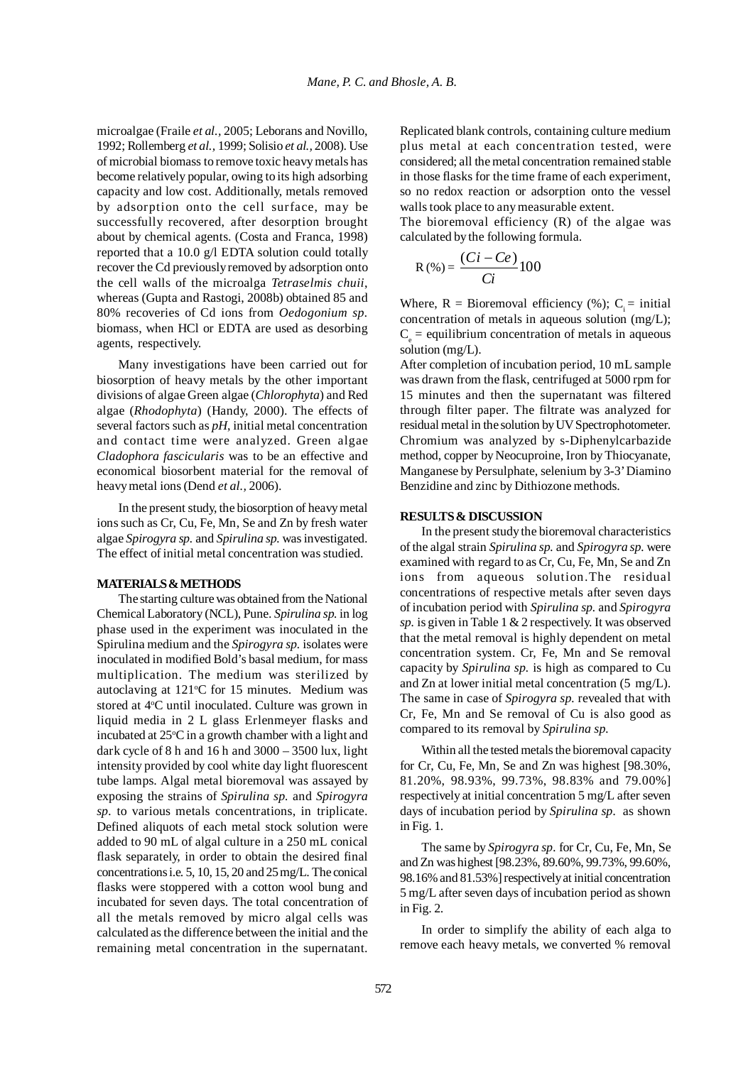microalgae (Fraile *et al.,* 2005; Leborans and Novillo, 1992; Rollemberg *et al.,* 1999; Solisio *et al.,* 2008). Use of microbial biomass to remove toxic heavy metals has become relatively popular, owing to its high adsorbing capacity and low cost. Additionally, metals removed by adsorption onto the cell surface, may be successfully recovered, after desorption brought about by chemical agents. (Costa and Franca, 1998) reported that a 10.0 g/l EDTA solution could totally recover the Cd previously removed by adsorption onto the cell walls of the microalga *Tetraselmis chuii*, whereas (Gupta and Rastogi, 2008b) obtained 85 and 80% recoveries of Cd ions from *Oedogonium sp*. biomass, when HCl or EDTA are used as desorbing agents, respectively.

Many investigations have been carried out for biosorption of heavy metals by the other important divisions of algae Green algae (*Chlorophyta*) and Red algae (*Rhodophyta*) (Handy, 2000). The effects of several factors such as *pH*, initial metal concentration and contact time were analyzed. Green algae *Cladophora fascicularis* was to be an effective and economical biosorbent material for the removal of heavy metal ions (Dend *et al.,* 2006).

In the present study, the biosorption of heavy metal ions such as Cr, Cu, Fe, Mn, Se and Zn by fresh water algae *Spirogyra sp.* and *Spirulina sp.* was investigated. The effect of initial metal concentration was studied.

## MATERIALS & METHODS

The starting culture was obtained from the National Chemical Laboratory (NCL), Pune. *Spirulina sp.* in log phase used in the experiment was inoculated in the Spirulina medium and the *Spirogyra sp.* isolates were inoculated in modified Bold's basal medium, for mass multiplication. The medium was sterilized by autoclaving at 121°C for 15 minutes. Medium was stored at 4°C until inoculated. Culture was grown in liquid media in 2 L glass Erlenmeyer flasks and incubated at 25°C in a growth chamber with a light and dark cycle of 8 h and 16 h and 3000 – 3500 lux, light intensity provided by cool white day light fluorescent tube lamps. Algal metal bioremoval was assayed by exposing the strains of *Spirulina sp.* and *Spirogyra sp*. to various metals concentrations, in triplicate. Defined aliquots of each metal stock solution were added to 90 mL of algal culture in a 250 mL conical flask separately, in order to obtain the desired final concentrations i.e. 5, 10, 15, 20 and 25 mg/L. The conical flasks were stoppered with a cotton wool bung and incubated for seven days. The total concentration of all the metals removed by micro algal cells was calculated as the difference between the initial and the remaining metal concentration in the supernatant. Replicated blank controls, containing culture medium plus metal at each concentration tested, were considered; all the metal concentration remained stable in those flasks for the time frame of each experiment, so no redox reaction or adsorption onto the vessel walls took place to any measurable extent.

The bioremoval efficiency (R) of the algae was calculated by the following formula.

$$R\,(\%) = \frac{(Ci - Ce)}{Ci} 100$$

Where, R = Bioremoval efficiency (%); $C_i$ = initial concentration of metals in aqueous solution (mg/L); $C_e$ = equilibrium concentration of metals in aqueous solution (mg/L).

After completion of incubation period, 10 mL sample was drawn from the flask, centrifuged at 5000 rpm for 15 minutes and then the supernatant was filtered through filter paper. The filtrate was analyzed for residual metal in the solution by UV Spectrophotometer. Chromium was analyzed by s-Diphenylcarbazide method, copper by Neocupro­ine, Iron by Thiocyanate, Manganese by Persulphate, selenium by 3-3' Diamino Benzidine and zinc by Dithiozone methods.

## RESULTS & DISCUSSION

In the present study the bioremoval characteristics of the algal strain *Spirulina sp.* and *Spirogyra sp.* were examined with regard to as Cr, Cu, Fe, Mn, Se and Zn ions from aqueous solution.The residual concentrations of respective metals after seven days of incubation period with *Spirulina sp.* and *Spirogyra sp.* is given in Table 1 & 2 respectively. It was observed that the metal removal is highly dependent on metal concentration system. Cr, Fe, Mn and Se removal capacity by *Spirulina sp.* is high as compared to Cu and Zn at lower initial metal concentration (5 mg/L). The same in case of *Spirogyra sp.* revealed that with Cr, Fe, Mn and Se removal of Cu is also good as compared to its removal by *Spirulina sp.*

Within all the tested metals the bioremoval capacity for Cr, Cu, Fe, Mn, Se and Zn was highest [98.30%, 81.20%, 98.93%, 99.73%, 98.83% and 79.00%] respectively at initial concentration 5 mg/L after seven days of incubation period by *Spirulina sp*. as shown in Fig. 1.

The same by *Spirogyra sp.* for Cr, Cu, Fe, Mn, Se and Zn was highest [98.23%, 89.60%, 99.73%, 99.60%, 98.16% and 81.53%] respectively at initial concentration 5 mg/L after seven days of incubation period as shown in Fig. 2.

In order to simplify the ability of each alga to remove each heavy metals, we converted % removal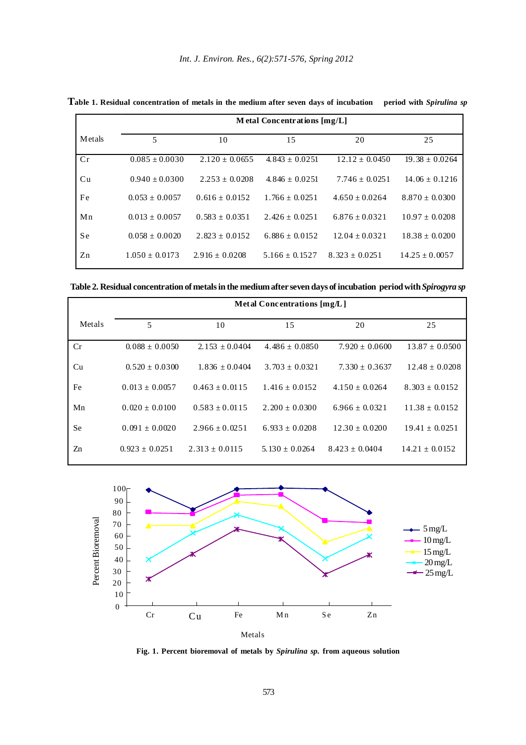**Table 1. Residual concentration of metals in the medium after seven days of incubation period with *Spirulina sp***

| Metals | Metal Concentrations [mg/L] | | | | |
|---|---|---|---|---|---|
| | 5 | 10 | 15 | 20 | 25 |
| Cr | 0.085 ± 0.0030 | 2.120 ± 0.0655 | 4.843 ± 0.0251 | 12.12 ± 0.0450 | 19.38 ± 0.0264 |
| Cu | 0.940 ± 0.0300 | 2.253 ± 0.0208 | 4.846 ± 0.0251 | 7.746 ± 0.0251 | 14.06 ± 0.1216 |
| Fe | 0.053 ± 0.0057 | 0.616 ± 0.0152 | 1.766 ± 0.0251 | 4.650 ± 0.0264 | 8.870 ± 0.0300 |
| Mn | 0.013 ± 0.0057 | 0.583 ± 0.0351 | 2.426 ± 0.0251 | 6.876 ± 0.0321 | 10.97 ± 0.0208 |
| Se | 0.058 ± 0.0020 | 2.823 ± 0.0152 | 6.886 ± 0.0152 | 12.04 ± 0.0321 | 18.38 ± 0.0200 |
| Zn | 1.050 ± 0.0173 | 2.916 ± 0.0208 | 5.166 ± 0.1527 | 8.323 ± 0.0251 | 14.25 ± 0.0057 |

**Table 2. Residual concentration of metals in the medium after seven days of incubation period with *Spirogyra sp***

| Metals | Metal Concentrations [mg/L] | | | | |
|---|---|---|---|---|---|
| | 5 | 10 | 15 | 20 | 25 |
| Cr | 0.088 ± 0.0050 | 2.153 ± 0.0404 | 4.486 ± 0.0850 | 7.920 ± 0.0600 | 13.87 ± 0.0500 |
| Cu | 0.520 ± 0.0300 | 1.836 ± 0.0404 | 3.703 ± 0.0321 | 7.330 ± 0.3637 | 12.48 ± 0.0208 |
| Fe | 0.013 ± 0.0057 | 0.463 ± 0.0115 | 1.416 ± 0.0152 | 4.150 ± 0.0264 | 8.303 ± 0.0152 |
| Mn | 0.020 ± 0.0100 | 0.583 ± 0.0115 | 2.200 ± 0.0300 | 6.966 ± 0.0321 | 11.38 ± 0.0152 |
| Se | 0.091 ± 0.0020 | 2.966 ± 0.0251 | 6.933 ± 0.0208 | 12.30 ± 0.0200 | 19.41 ± 0.0251 |
| Zn | 0.923 ± 0.0251 | 2.313 ± 0.0115 | 5.130 ± 0.0264 | 8.423 ± 0.0404 | 14.21 ± 0.0152 |

**Fig. 1. Percent bioremoval of metals by *Spirulina sp.* from aqueous solution**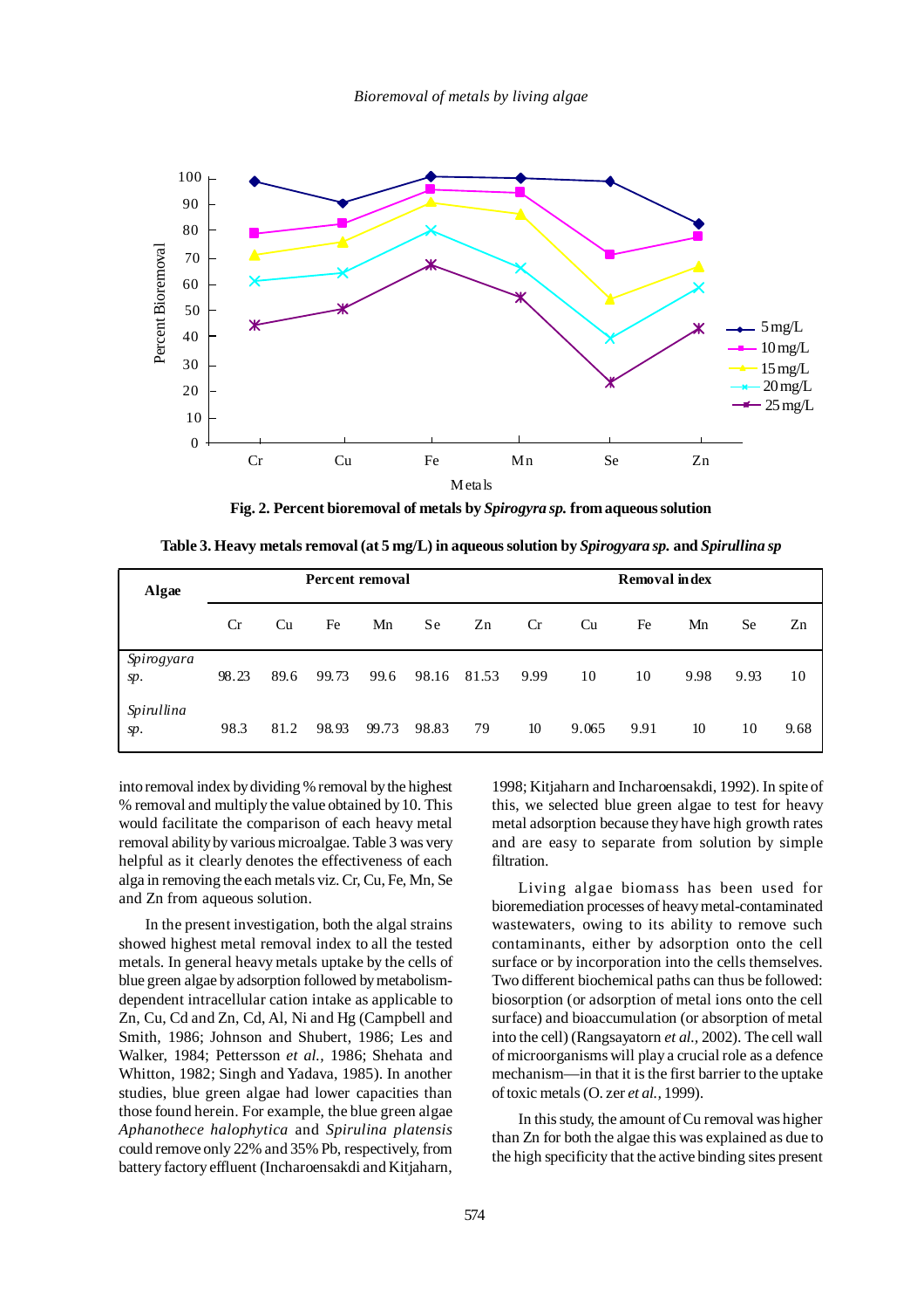**Fig. 2. Percent bioremoval of metals by *Spirogyra sp.* from aqueous solution**

**Table 3. Heavy metals removal (at 5 mg/L) in aqueous solution by *Spirogyara sp.* and *Spirullina sp***

| Algae | Percent removal | | | | | | Removal index | | | | | |
|---|---|---|---|---|---|---|---|---|---|---|---|---|
| | Cr | Cu | Fe | Mn | Se | Zn | Cr | Cu | Fe | Mn | Se | Zn |
| *Spirogyara sp.* | 98.23 | 89.6 | 99.73 | 99.6 | 98.16 | 81.53 | 9.99 | 10 | 10 | 9.98 | 9.93 | 10 |
| *Spirullina sp.* | 98.3 | 81.2 | 98.93 | 99.73 | 98.83 | 79 | 10 | 9.065 | 9.91 | 10 | 10 | 9.68 |

into removal index by dividing % removal by the highest % removal and multiply the value obtained by 10. This would facilitate the comparison of each heavy metal removal ability by various microalgae. Table 3 was very helpful as it clearly denotes the effectiveness of each alga in removing the each metals viz. Cr, Cu, Fe, Mn, Se and Zn from aqueous solution.

In the present investigation, both the algal strains showed highest metal removal index to all the tested metals. In general heavy metals uptake by the cells of blue green algae by adsorption followed by metabolism-dependent intracellular cation intake as applicable to Zn, Cu, Cd and Zn, Cd, Al, Ni and Hg (Campbell and Smith, 1986; Johnson and Shubert, 1986; Les and Walker, 1984; Pettersson *et al.*, 1986; Shehata and Whitton, 1982; Singh and Yadava, 1985). In another studies, blue green algae had lower capacities than those found herein. For example, the blue green algae *Aphanothece halophytica* and *Spirulina platensis* could remove only 22% and 35% Pb, respectively, from battery factory effluent (Incharoensakdi and Kitjaharn, 1998; Kitjaharn and Incharoensakdi, 1992). In spite of this, we selected blue green algae to test for heavy metal adsorption because they have high growth rates and are easy to separate from solution by simple filtration.

Living algae biomass has been used for bioremediation processes of heavy metal-contaminated wastewaters, owing to its ability to remove such contaminants, either by adsorption onto the cell surface or by incorporation into the cells themselves. Two different biochemical paths can thus be followed: biosorption (or adsorption of metal ions onto the cell surface) and bioaccumulation (or absorption of metal into the cell) (Rangsayatorn *et al.*, 2002). The cell wall of microorganisms will play a crucial role as a defence mechanism—in that it is the first barrier to the uptake of toxic metals (O. zer *et al.*, 1999).

In this study, the amount of Cu removal was higher than Zn for both the algae this was explained as due to the high specificity that the active binding sites present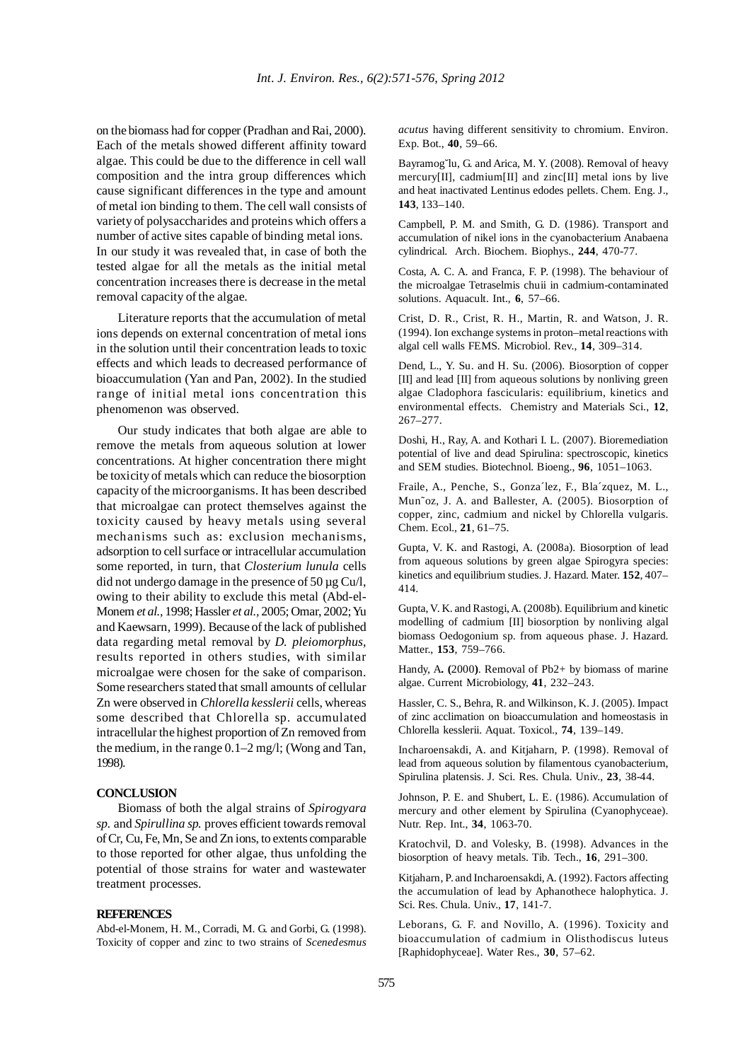on the biomass had for copper (Pradhan and Rai, 2000). Each of the metals showed different affinity toward algae. This could be due to the difference in cell wall composition and the intra group differences which cause significant differences in the type and amount of metal ion binding to them. The cell wall consists of variety of polysaccharides and proteins which offers a number of active sites capable of binding metal ions. In our study it was revealed that, in case of both the tested algae for all the metals as the initial metal concentration increases there is decrease in the metal removal capacity of the algae.

Literature reports that the accumulation of metal ions depends on external concentration of metal ions in the solution until their concentration leads to toxic effects and which leads to decreased performance of bioaccumulation (Yan and Pan, 2002). In the studied range of initial metal ions concentration this phenomenon was observed.

Our study indicates that both algae are able to remove the metals from aqueous solution at lower concentrations. At higher concentration there might be toxicity of metals which can reduce the biosorption capacity of the microorganisms. It has been described that microalgae can protect themselves against the toxicity caused by heavy metals using several mechanisms such as: exclusion mechanisms, adsorption to cell surface or intracellular accumulation some reported, in turn, that *Closterium lunula* cells did not undergo damage in the presence of 50 µg Cu/l, owing to their ability to exclude this metal (Abd-el-Monem *et al.*, 1998; Hassler *et al.*, 2005; Omar, 2002; Yu and Kaewsarn, 1999). Because of the lack of published data regarding metal removal by *D. pleiomorphus*, results reported in others studies, with similar microalgae were chosen for the sake of comparison. Some researchers stated that small amounts of cellular Zn were observed in *Chlorella kesslerii* cells, whereas some described that Chlorella sp. accumulated intracellular the highest proportion of Zn removed from the medium, in the range 0.1–2 mg/l; (Wong and Tan, 1998).

## CONCLUSION

Biomass of both the algal strains of *Spirogyara sp.* and *Spirullina sp.* proves efficient towards removal of Cr, Cu, Fe, Mn, Se and Zn ions, to extents comparable to those reported for other algae, thus unfolding the potential of those strains for water and wastewater treatment processes.

## REFERENCES

Abd-el-Monem, H. M., Corradi, M. G. and Gorbi, G. (1998). Toxicity of copper and zinc to two strains of *Scenedesmus acutus* having different sensitivity to chromium. Environ. Exp. Bot., **40**, 59–66.

Bayramog˘lu, G. and Arica, M. Y. (2008). Removal of heavy mercury[II], cadmium[II] and zinc[II] metal ions by live and heat inactivated Lentinus edodes pellets. Chem. Eng. J., **143**, 133–140.

Campbell, P. M. and Smith, G. D. (1986). Transport and accumulation of nikel ions in the cyanobacterium Anabaena cylindrical. Arch. Biochem. Biophys., **244**, 470-77.

Costa, A. C. A. and Franca, F. P. (1998). The behaviour of the microalgae Tetraselmis chuii in cadmium-contaminated solutions. Aquacult. Int., **6**, 57–66.

Crist, D. R., Crist, R. H., Martin, R. and Watson, J. R. (1994). Ion exchange systems in proton–metal reactions with algal cell walls FEMS. Microbiol. Rev., **14**, 309–314.

Dend, L., Y. Su. and H. Su. (2006). Biosorption of copper [II] and lead [II] from aqueous solutions by nonliving green algae Cladophora fascicularis: equilibrium, kinetics and environmental effects. Chemistry and Materials Sci., **12**, 267–277.

Doshi, H., Ray, A. and Kothari I. L. (2007). Bioremediation potential of live and dead Spirulina: spectroscopic, kinetics and SEM studies. Biotechnol. Bioeng., **96**, 1051–1063.

Fraile, A., Penche, S., Gonza´lez, F., Bla´zquez, M. L., Mun˜oz, J. A. and Ballester, A. (2005). Biosorption of copper, zinc, cadmium and nickel by Chlorella vulgaris. Chem. Ecol., **21**, 61–75.

Gupta, V. K. and Rastogi, A. (2008a). Biosorption of lead from aqueous solutions by green algae Spirogyra species: kinetics and equilibrium studies. J. Hazard. Mater. **152**, 407–414.

Gupta, V. K. and Rastogi, A. (2008b). Equilibrium and kinetic modelling of cadmium [II] biosorption by nonliving algal biomass Oedogonium sp. from aqueous phase. J. Hazard. Matter., **153**, 759–766.

Handy, A**. (**2000**)**. Removal of Pb2+ by biomass of marine algae. Current Microbiology, **41**, 232–243.

Hassler, C. S., Behra, R. and Wilkinson, K. J. (2005). Impact of zinc acclimation on bioaccumulation and homeostasis in Chlorella kesslerii. Aquat. Toxicol., **74**, 139–149.

Incharoensakdi, A. and Kitjaharn, P. (1998). Removal of lead from aqueous solution by filamentous cyanobacterium, Spirulina platensis. J. Sci. Res. Chula. Univ., **23**, 38-44.

Johnson, P. E. and Shubert, L. E. (1986). Accumulation of mercury and other element by Spirulina (Cyanophyceae). Nutr. Rep. Int., **34**, 1063-70.

Kratochvil, D. and Volesky, B. (1998). Advances in the biosorption of heavy metals. Tib. Tech., **16**, 291–300.

Kitjaharn, P. and Incharoensakdi, A. (1992). Factors affecting the accumulation of lead by Aphanothece halophytica. J. Sci. Res. Chula. Univ., **17**, 141-7.

Leborans, G. F. and Novillo, A. (1996). Toxicity and bioaccumulation of cadmium in Olisthodiscus luteus [Raphidophyceae]. Water Res., **30**, 57–62.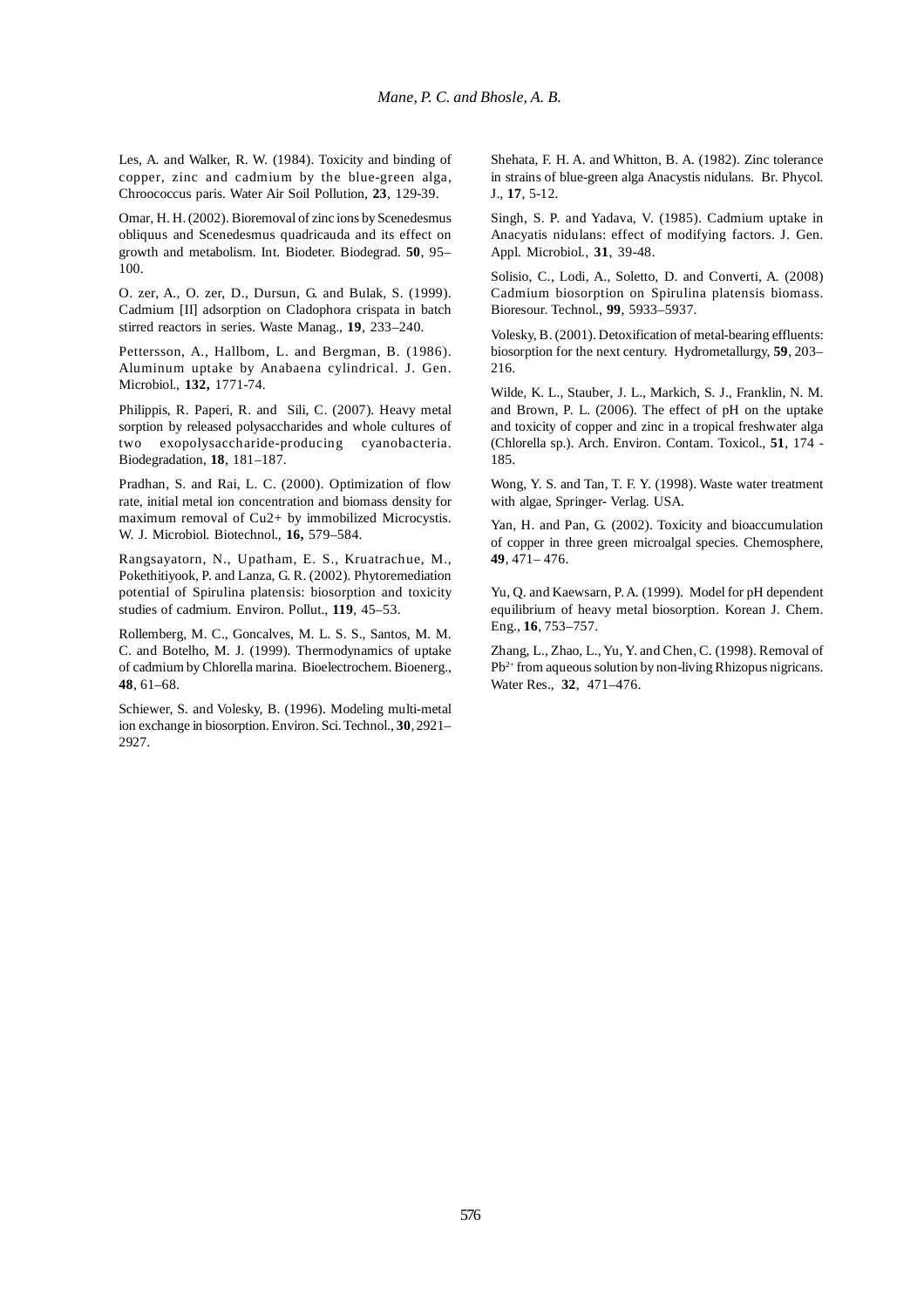Les, A. and Walker, R. W. (1984). Toxicity and binding of copper, zinc and cadmium by the blue-green alga, Chroococcus paris. Water Air Soil Pollution, **23**, 129-39.

Omar, H. H. (2002). Bioremoval of zinc ions by Scenedesmus obliquus and Scenedesmus quadricauda and its effect on growth and metabolism. Int. Biodeter. Biodegrad. **50**, 95–100.

O. zer, A., O. zer, D., Dursun, G. and Bulak, S. (1999). Cadmium [II] adsorption on Cladophora crispata in batch stirred reactors in series. Waste Manag., **19**, 233–240.

Pettersson, A., Hallbom, L. and Bergman, B. (1986). Aluminum uptake by Anabaena cylindrical. J. Gen. Microbiol., **132,** 1771-74.

Philippis, R. Paperi, R. and Sili, C. (2007). Heavy metal sorption by released polysaccharides and whole cultures of two exopolysaccharide-producing cyanobacteria. Biodegradation, **18**, 181–187.

Pradhan, S. and Rai, L. C. (2000). Optimization of flow rate, initial metal ion concentration and biomass density for maximum removal of Cu2+ by immobilized Microcystis. W. J. Microbiol. Biotechnol., **16,** 579–584.

Rangsayatorn, N., Upatham, E. S., Kruatrachue, M., Pokethitiyook, P. and Lanza, G. R. (2002). Phytoremediation potential of Spirulina platensis: biosorption and toxicity studies of cadmium. Environ. Pollut., **119**, 45–53.

Rollemberg, M. C., Goncalves, M. L. S. S., Santos, M. M. C. and Botelho, M. J. (1999). Thermodynamics of uptake of cadmium by Chlorella marina. Bioelectrochem. Bioenerg., **48**, 61–68.

Schiewer, S. and Volesky, B. (1996). Modeling multi-metal ion exchange in biosorption. Environ. Sci. Technol., **30**, 2921–2927.

Shehata, F. H. A. and Whitton, B. A. (1982). Zinc tolerance in strains of blue-green alga Anacystis nidulans. Br. Phycol. J., **17**, 5-12.

Singh, S. P. and Yadava, V. (1985). Cadmium uptake in Anacyatis nidulans: effect of modifying factors. J. Gen. Appl. Microbiol., **31**, 39-48.

Solisio, C., Lodi, A., Soletto, D. and Converti, A. (2008) Cadmium biosorption on Spirulina platensis biomass. Bioresour. Technol., **99**, 5933–5937.

Volesky, B. (2001). Detoxification of metal-bearing effluents: biosorption for the next century. Hydrometallurgy, **59**, 203–216.

Wilde, K. L., Stauber, J. L., Markich, S. J., Franklin, N. M. and Brown, P. L. (2006). The effect of pH on the uptake and toxicity of copper and zinc in a tropical freshwater alga (Chlorella sp.). Arch. Environ. Contam. Toxicol., **51**, 174 - 185.

Wong, Y. S. and Tan, T. F. Y. (1998). Waste water treatment with algae, Springer- Verlag. USA.

Yan, H. and Pan, G. (2002). Toxicity and bioaccumulation of copper in three green microalgal species. Chemosphere, **49**, 471– 476.

Yu, Q. and Kaewsarn, P. A. (1999). Model for pH dependent equilibrium of heavy metal biosorption. Korean J. Chem. Eng., **16**, 753–757.

Zhang, L., Zhao, L., Yu, Y. and Chen, C. (1998). Removal of $Pb^{2+}$ from aqueous solution by non-living Rhizopus nigricans. Water Res., **32**, 471–476.